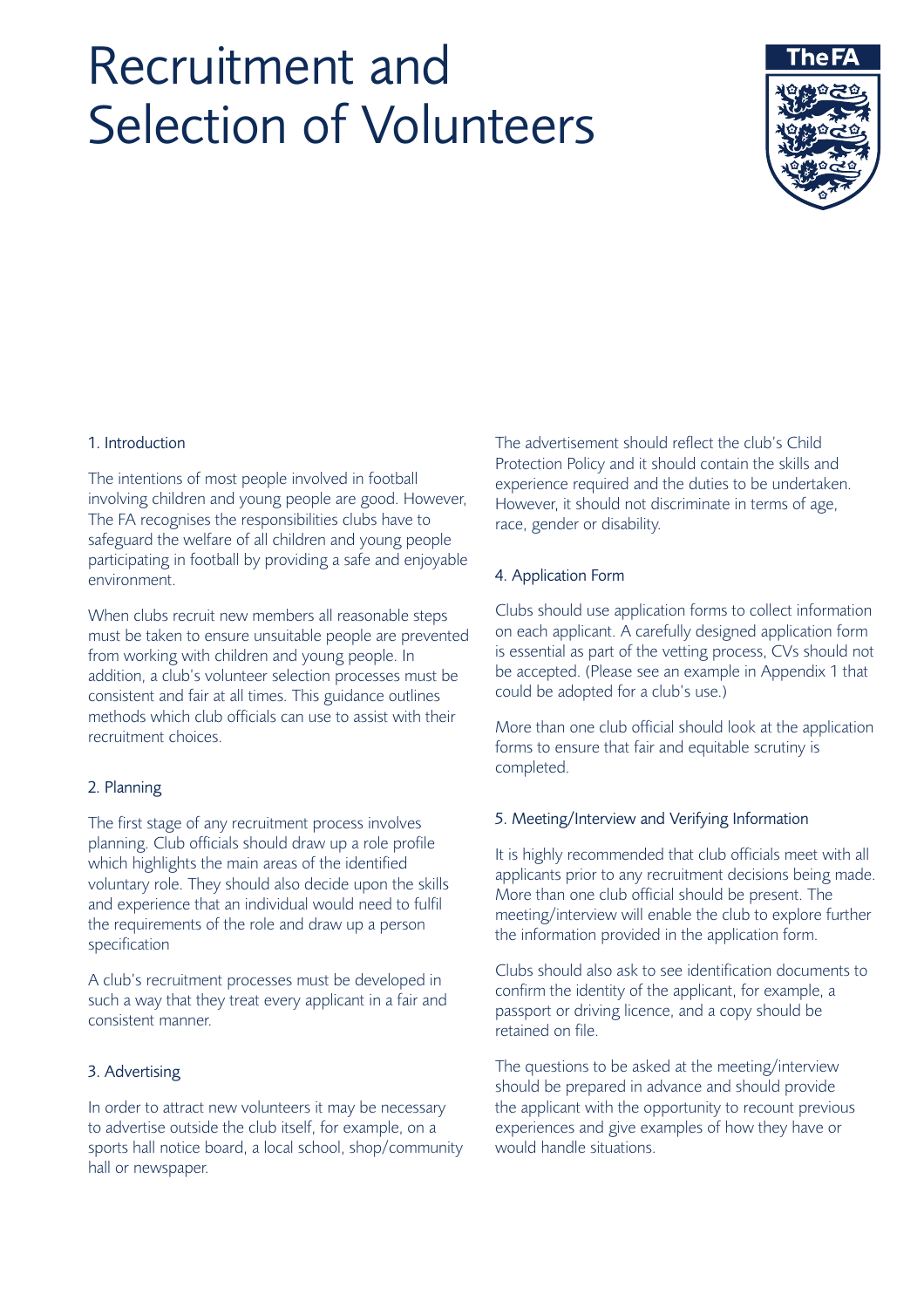# Recruitment and Selection of Volunteers

## 1. Introduction

The intentions of most people involved in football involving children and young people are good. However, The FA recognises the responsibilities clubs have to safeguard the welfare of all children and young people participating in football by providing a safe and enjoyable environment.

When clubs recruit new members all reasonable steps must be taken to ensure unsuitable people are prevented from working with children and young people. In addition, a club's volunteer selection processes must be consistent and fair at all times. This guidance outlines methods which club officials can use to assist with their recruitment choices.

## 2. Planning

The first stage of any recruitment process involves planning. Club officials should draw up a role profile which highlights the main areas of the identified voluntary role. They should also decide upon the skills and experience that an individual would need to fulfil the requirements of the role and draw up a person specification

A club's recruitment processes must be developed in such a way that they treat every applicant in a fair and consistent manner.

## 3. Advertising

In order to attract new volunteers it may be necessary to advertise outside the club itself, for example, on a sports hall notice board, a local school, shop/community hall or newspaper.

The advertisement should reflect the club's Child Protection Policy and it should contain the skills and experience required and the duties to be undertaken. However, it should not discriminate in terms of age, race, gender or disability.

## 4. Application Form

Clubs should use application forms to collect information on each applicant. A carefully designed application form is essential as part of the vetting process, CVs should not be accepted. (Please see an example in Appendix 1 that could be adopted for a club's use.)

More than one club official should look at the application forms to ensure that fair and equitable scrutiny is completed.

## 5. Meeting/Interview and Verifying Information

It is highly recommended that club officials meet with all applicants prior to any recruitment decisions being made. More than one club official should be present. The meeting/interview will enable the club to explore further the information provided in the application form.

Clubs should also ask to see identification documents to confirm the identity of the applicant, for example, a passport or driving licence, and a copy should be retained on file.

The questions to be asked at the meeting/interview should be prepared in advance and should provide the applicant with the opportunity to recount previous experiences and give examples of how they have or would handle situations.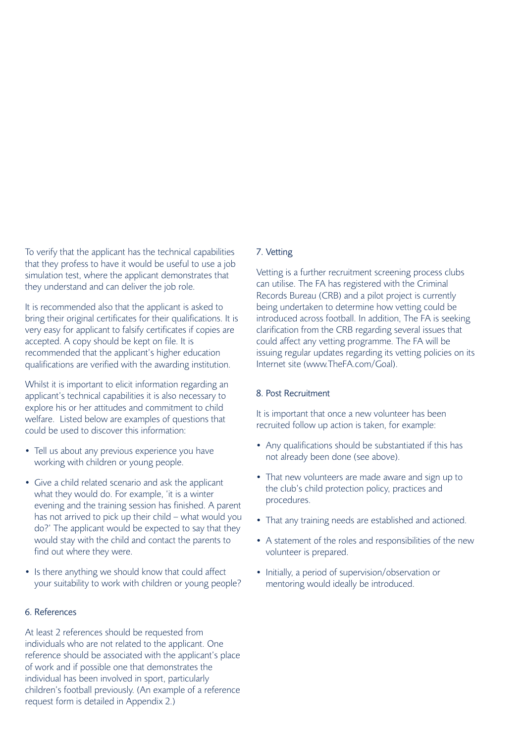To verify that the applicant has the technical capabilities that they profess to have it would be useful to use a job simulation test, where the applicant demonstrates that they understand and can deliver the job role.

It is recommended also that the applicant is asked to bring their original certificates for their qualifications. It is very easy for applicant to falsify certificates if copies are accepted. A copy should be kept on file. It is recommended that the applicant's higher education qualifications are verified with the awarding institution.

Whilst it is important to elicit information regarding an applicant's technical capabilities it is also necessary to explore his or her attitudes and commitment to child welfare. Listed below are examples of questions that could be used to discover this information:

- Tell us about any previous experience you have working with children or young people.
- Give a child related scenario and ask the applicant what they would do. For example, 'it is a winter evening and the training session has finished. A parent has not arrived to pick up their child – what would you do?' The applicant would be expected to say that they would stay with the child and contact the parents to find out where they were.
- Is there anything we should know that could affect your suitability to work with children or young people?

## 6. References

At least 2 references should be requested from individuals who are not related to the applicant. One reference should be associated with the applicant's place of work and if possible one that demonstrates the individual has been involved in sport, particularly children's football previously. (An example of a reference request form is detailed in Appendix 2.)

## 7. Vetting

Vetting is a further recruitment screening process clubs can utilise. The FA has registered with the Criminal Records Bureau (CRB) and a pilot project is currently being undertaken to determine how vetting could be introduced across football. In addition, The FA is seeking clarification from the CRB regarding several issues that could affect any vetting programme. The FA will be issuing regular updates regarding its vetting policies on its Internet site (www.TheFA.com/Goal).

## 8. Post Recruitment

It is important that once a new volunteer has been recruited follow up action is taken, for example:

- Any qualifications should be substantiated if this has not already been done (see above).
- That new volunteers are made aware and sign up to the club's child protection policy, practices and procedures.
- That any training needs are established and actioned.
- A statement of the roles and responsibilities of the new volunteer is prepared.
- Initially, a period of supervision/observation or mentoring would ideally be introduced.